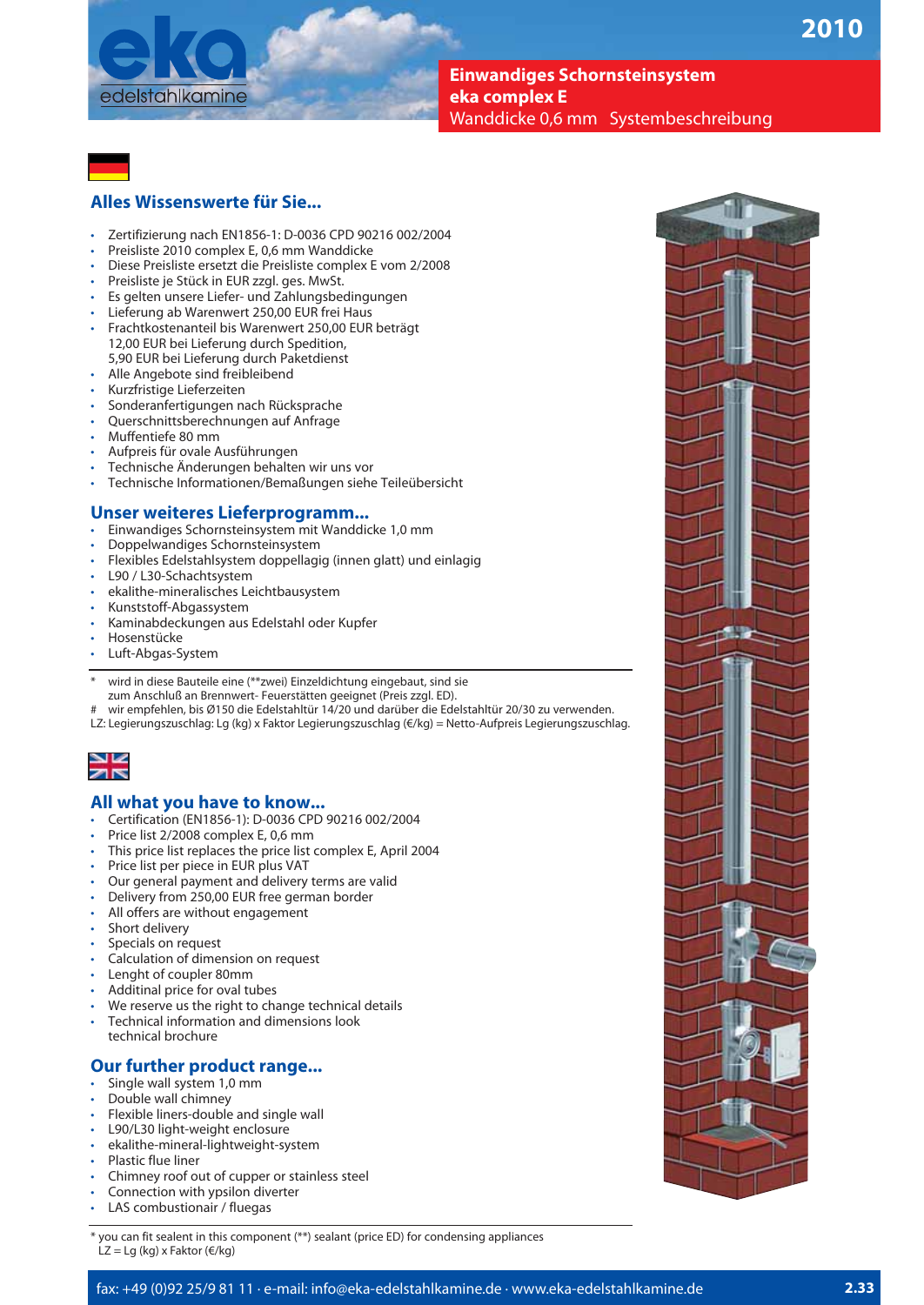# Einwandiges Schornsteinsystem
# eka complex E
Wanddicke 0,6 mm Systembeschreibung

2010

## Alles Wissenswerte für Sie...

- Zertifizierung nach EN1856-1: D-0036 CPD 90216 002/2004
- Preisliste 2010 complex E, 0,6 mm Wanddicke
- Diese Preisliste ersetzt die Preisliste complex E vom 2/2008
- Preisliste je Stück in EUR zzgl. ges. MwSt.
- Es gelten unsere Liefer- und Zahlungsbedingungen
- Lieferung ab Warenwert 250,00 EUR frei Haus
- Frachtkostenanteil bis Warenwert 250,00 EUR beträgt 12,00 EUR bei Lieferung durch Spedition, 5,90 EUR bei Lieferung durch Paketdienst
- Alle Angebote sind freibleibend
- Kurzfristige Lieferzeiten
- Sonderanfertigungen nach Rücksprache
- Querschnittsberechnungen auf Anfrage
- Muffentiefe 80 mm
- Aufpreis für ovale Ausführungen
- Technische Änderungen behalten wir uns vor
- Technische Informationen/Bemaßungen siehe Teileübersicht

## Unser weiteres Lieferprogramm...

- Einwandiges Schornsteinsystem mit Wanddicke 1,0 mm
- Doppelwandiges Schornsteinsystem
- Flexibles Edelstahlsystem doppellagig (innen glatt) und einlagig
- L90 / L30-Schachtsystem
- ekalithe-mineralisches Leichtbausystem
- Kunststoff-Abgassystem
- Kaminabdeckungen aus Edelstahl oder Kupfer
- Hosenstücke
- Luft-Abgas-System

\* wird in diese Bauteile eine (**zwei) Einzeldichtung eingebaut, sind sie zum Anschluß an Brennwert- Feuerstätten geeignet (Preis zzgl. ED).

\# wir empfehlen, bis Ø150 die Edelstahltür 14/20 und darüber die Edelstahltür 20/30 zu verwenden.

LZ: Legierungszuschlag: Lg (kg) x Faktor Legierungszuschlag (€/kg) = Netto-Aufpreis Legierungszuschlag.

## All what you have to know...

- Certification (EN1856-1): D-0036 CPD 90216 002/2004
- Price list 2/2008 complex E, 0,6 mm
- This price list replaces the price list complex E, April 2004
- Price list per piece in EUR plus VAT
- Our general payment and delivery terms are valid
- Delivery from 250,00 EUR free german border
- All offers are without engagement
- Short delivery
- Specials on request
- Calculation of dimension on request
- Lenght of coupler 80mm
- Additinal price for oval tubes
- We reserve us the right to change technical details
- Technical information and dimensions look technical brochure

## Our further product range...

- Single wall system 1,0 mm
- Double wall chimney
- Flexible liners-double and single wall
- L90/L30 light-weight enclosure
- ekalithe-mineral-lightweight-system
- Plastic flue liner
- Chimney roof out of cupper or stainless steel
- Connection with ypsilon diverter
- LAS combustionair / fluegas

\* you can fit sealent in this component (**) sealant (price ED) for condensing appliances
LZ = Lg (kg) x Faktor (€/kg)

fax: +49 (0)92 25/9 81 11 · e-mail: info@eka-edelstahlkamine.de · www.eka-edelstahlkamine.de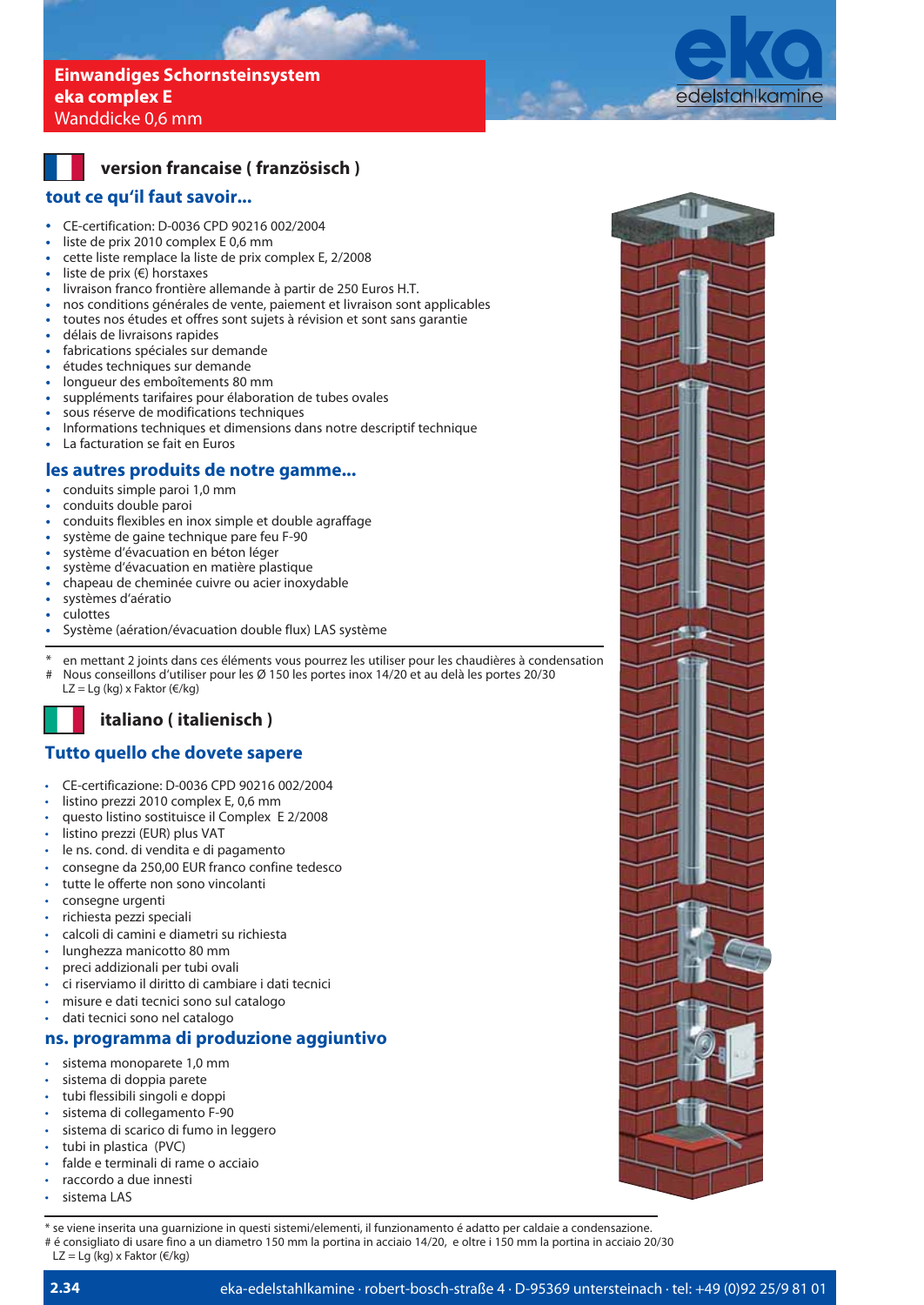# Einwandiges Schornsteinsystem eka complex E

Wanddicke 0,6 mm

eka edelstahlkamine

## version francaise ( französisch )

### tout ce qu'il faut savoir...

- CE-certification: D-0036 CPD 90216 002/2004
- liste de prix 2010 complex E 0,6 mm
- cette liste remplace la liste de prix complex E, 2/2008
- liste de prix (€) horstaxes
- livraison franco frontière allemande à partir de 250 Euros H.T.
- nos conditions générales de vente, paiement et livraison sont applicables
- toutes nos études et offres sont sujets à révision et sont sans garantie
- délais de livraisons rapides
- fabrications spéciales sur demande
- études techniques sur demande
- longueur des emboîtements 80 mm
- suppléments tarifaires pour élaboration de tubes ovales
- sous réserve de modifications techniques
- Informations techniques et dimensions dans notre descriptif technique
- La facturation se fait en Euros

### les autres produits de notre gamme...

- conduits simple paroi 1,0 mm
- conduits double paroi
- conduits flexibles en inox simple et double agraffage
- système de gaine technique pare feu F-90
- système d'évacuation en béton léger
- système d'évacuation en matière plastique
- chapeau de cheminée cuivre ou acier inoxydable
- systèmes d'aératio
- culottes
- Système (aération/évacuation double flux) LAS système

\* en mettant 2 joints dans ces éléments vous pourrez les utiliser pour les chaudières à condensation
\# Nous conseillons d'utiliser pour les Ø 150 les portes inox 14/20 et au delà les portes 20/30
LZ = Lg (kg) x Faktor (€/kg)

## italiano ( italienisch )

### Tutto quello che dovete sapere

- CE-certificazione: D-0036 CPD 90216 002/2004
- listino prezzi 2010 complex E, 0,6 mm
- questo listino sostituisce il Complex E 2/2008
- listino prezzi (EUR) plus VAT
- le ns. cond. di vendita e di pagamento
- consegne da 250,00 EUR franco confine tedesco
- tutte le offerte non sono vincolanti
- consegne urgenti
- richiesta pezzi speciali
- calcoli di camini e diametri su richiesta
- lunghezza manicotto 80 mm
- preci addizionali per tubi ovali
- ci riserviamo il diritto di cambiare i dati tecnici
- misure e dati tecnici sono sul catalogo
- dati tecnici sono nel catalogo

### ns. programma di produzione aggiuntivo

- sistema monoparete 1,0 mm
- sistema di doppia parete
- tubi flessibili singoli e doppi
- sistema di collegamento F-90
- sistema di scarico di fumo in leggero
- tubi in plastica (PVC)
- falde e terminali di rame o acciaio
- raccordo a due innesti
- sistema LAS

\* se viene inserita una guarnizione in questi sistemi/elementi, il funzionamento é adatto per caldaie a condensazione.
\# é consigliato di usare fino a un diametro 150 mm la portina in acciaio 14/20, e oltre i 150 mm la portina in acciaio 20/30
LZ = Lg (kg) x Faktor (€/kg)

eka-edelstahlkamine · robert-bosch-straße 4 · D-95369 untersteinach · tel: +49 (0)92 25/9 81 01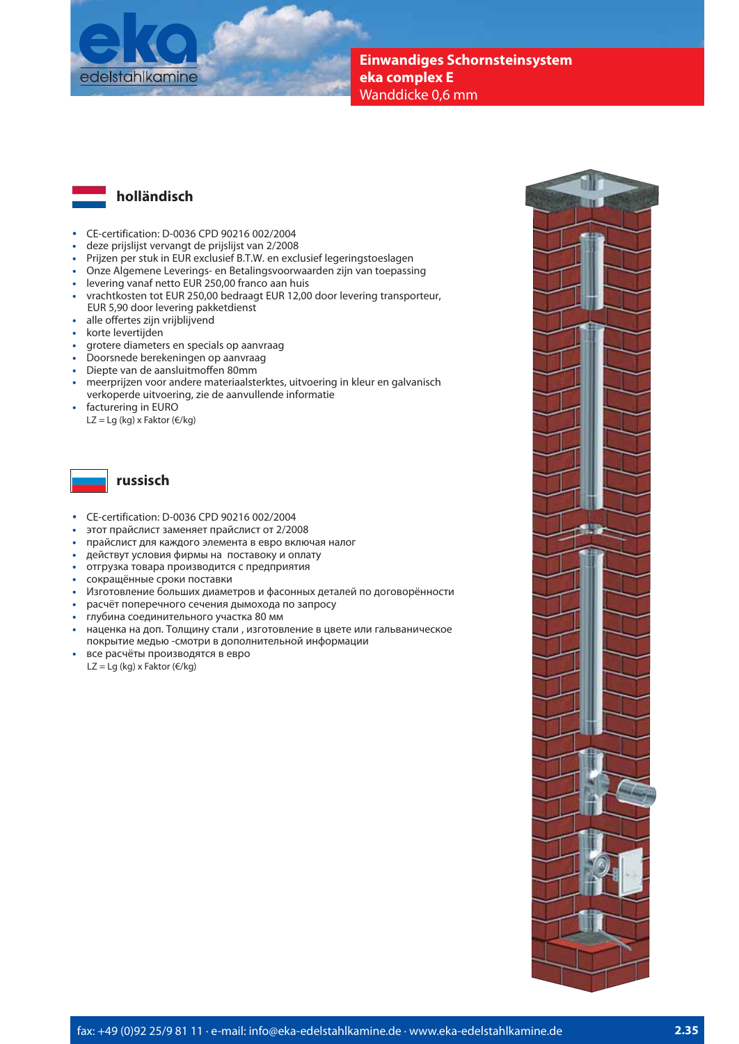# Einwandiges Schornsteinsystem eka complex E Wanddicke 0,6 mm

## holländisch

- CE-certification: D-0036 CPD 90216 002/2004
- deze prijslijst vervangt de prijslijst van 2/2008
- Prijzen per stuk in EUR exclusief B.T.W. en exclusief legeringstoeslagen
- Onze Algemene Leverings- en Betalingsvoorwaarden zijn van toepassing
- levering vanaf netto EUR 250,00 franco aan huis
- vrachtkosten tot EUR 250,00 bedraagt EUR 12,00 door levering transporteur, EUR 5,90 door levering pakketdienst
- alle offertes zijn vrijblijvend
- korte levertijden
- grotere diameters en specials op aanvraag
- Doorsnede berekeningen op aanvraag
- Diepte van de aansluitmoffen 80mm
- meerprijzen voor andere materiaalsterktes, uitvoering in kleur en galvanisch verkoperde uitvoering, zie de aanvullende informatie
- facturering in EURO
  LZ = Lg (kg) x Faktor (€/kg)

## russisch

- CE-certification: D-0036 CPD 90216 002/2004
- этот прайслист заменяет прайслист от 2/2008
- прайслист для каждого элемента в евро включая налог
- действут условия фирмы на поставоку и оплату
- отгрузка товара производится с предприятия
- сокращённые сроки поставки
- Изготовление больших диаметров и фасонных деталей по договорённости
- расчёт поперечного сечения дымохода по запросу
- глубина соединительного участка 80 мм
- наценка на доп. Толщину стали , изготовление в цвете или гальваническое покрытие медью -смотри в дополнительной информации
- все расчёты производятся в евро
  LZ = Lg (kg) x Faktor (€/kg)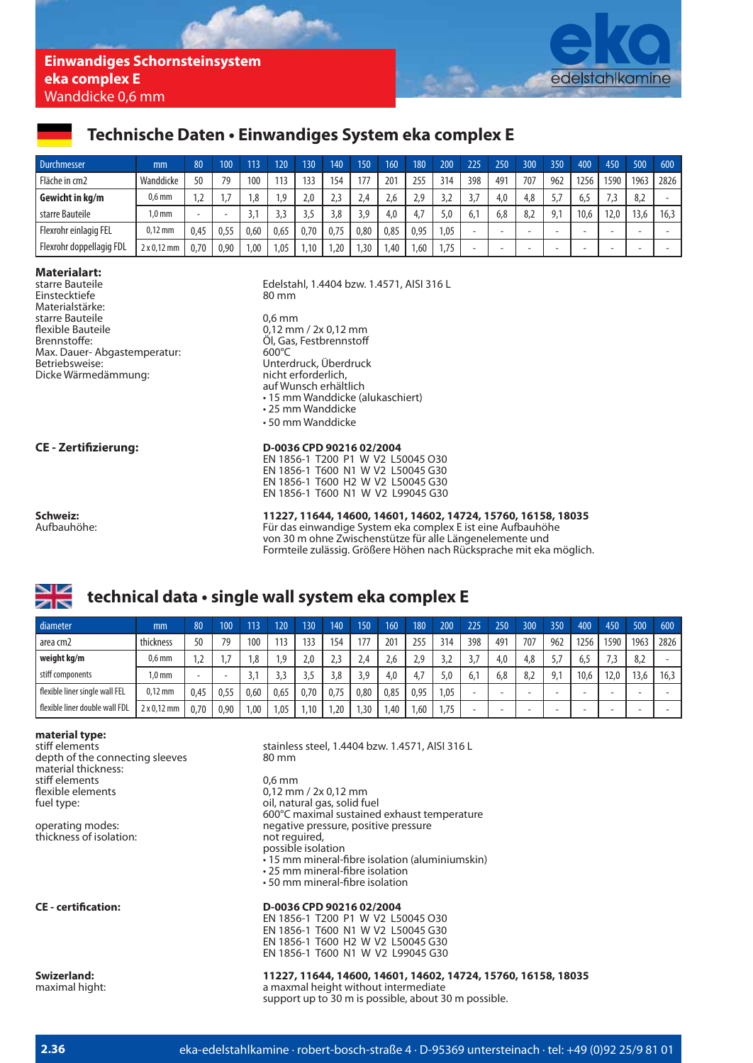# Einwandiges Schornsteinsystem eka complex E

Wanddicke 0,6 mm

eka edelstahlkamine

## Technische Daten • Einwandiges System eka complex E

| Durchmesser | mm | 80 | 100 | 113 | 120 | 130 | 140 | 150 | 160 | 180 | 200 | 225 | 250 | 300 | 350 | 400 | 450 | 500 | 600 |
|---|---|---|---|---|---|---|---|---|---|---|---|---|---|---|---|---|---|---|---|
| Fläche in cm2 | Wanddicke | 50 | 79 | 100 | 113 | 133 | 154 | 177 | 201 | 255 | 314 | 398 | 491 | 707 | 962 | 1256 | 1590 | 1963 | 2826 |
| **Gewicht in kg/m** | 0,6 mm | 1,2 | 1,7 | 1,8 | 1,9 | 2,0 | 2,3 | 2,4 | 2,6 | 2,9 | 3,2 | 3,7 | 4,0 | 4,8 | 5,7 | 6,5 | 7,3 | 8,2 | - |
| starre Bauteile | 1,0 mm | - | - | 3,1 | 3,3 | 3,5 | 3,8 | 3,9 | 4,0 | 4,7 | 5,0 | 6,1 | 6,8 | 8,2 | 9,1 | 10,6 | 12,0 | 13,6 | 16,3 |
| Flexrohr einlagig FEL | 0,12 mm | 0,45 | 0,55 | 0,60 | 0,65 | 0,70 | 0,75 | 0,80 | 0,85 | 0,95 | 1,05 | - | - | - | - | - | - | - | - |
| Flexrohr doppellagig FDL | 2 x 0,12 mm | 0,70 | 0,90 | 1,00 | 1,05 | 1,10 | 1,20 | 1,30 | 1,40 | 1,60 | 1,75 | - | - | - | - | - | - | - | - |

**Materialart:**

| | |
|---|---|
| starre Bauteile | Edelstahl, 1.4404 bzw. 1.4571, AISI 316 L |
| Einstecktiefe | 80 mm |
| Materialstärke: | |
| starre Bauteile | 0,6 mm |
| flexible Bauteile | 0,12 mm / 2x 0,12 mm |
| Brennstoffe: | Öl, Gas, Festbrennstoff |
| Max. Dauer- Abgastemperatur: | 600°C |
| Betriebsweise: | Unterdruck, Überdruck |
| Dicke Wärmedämmung: | nicht erforderlich, auf Wunsch erhältlich<br>• 15 mm Wanddicke (alukaschiert)<br>• 25 mm Wanddicke<br>• 50 mm Wanddicke |

**CE - Zertifizierung:**

**D-0036 CPD 90216 02/2004**
EN 1856-1 T200 P1 W V2 L50045 O30
EN 1856-1 T600 N1 W V2 L50045 G30
EN 1856-1 T600 H2 W V2 L50045 G30
EN 1856-1 T600 N1 W V2 L99045 G30

**Schweiz:** **11227, 11644, 14600, 14601, 14602, 14724, 15760, 16158, 18035**

Aufbauhöhe: Für das einwandige System eka complex E ist eine Aufbauhöhe von 30 m ohne Zwischenstütze für alle Längenelemente und Formteile zulässig. Größere Höhen nach Rücksprache mit eka möglich.

## technical data • single wall system eka complex E

| diameter | mm | 80 | 100 | 113 | 120 | 130 | 140 | 150 | 160 | 180 | 200 | 225 | 250 | 300 | 350 | 400 | 450 | 500 | 600 |
|---|---|---|---|---|---|---|---|---|---|---|---|---|---|---|---|---|---|---|---|
| area cm2 | thickness | 50 | 79 | 100 | 113 | 133 | 154 | 177 | 201 | 255 | 314 | 398 | 491 | 707 | 962 | 1256 | 1590 | 1963 | 2826 |
| **weight kg/m** | 0,6 mm | 1,2 | 1,7 | 1,8 | 1,9 | 2,0 | 2,3 | 2,4 | 2,6 | 2,9 | 3,2 | 3,7 | 4,0 | 4,8 | 5,7 | 6,5 | 7,3 | 8,2 | - |
| stiff components | 1,0 mm | - | - | 3,1 | 3,3 | 3,5 | 3,8 | 3,9 | 4,0 | 4,7 | 5,0 | 6,1 | 6,8 | 8,2 | 9,1 | 10,6 | 12,0 | 13,6 | 16,3 |
| flexible liner single wall FEL | 0,12 mm | 0,45 | 0,55 | 0,60 | 0,65 | 0,70 | 0,75 | 0,80 | 0,85 | 0,95 | 1,05 | - | - | - | - | - | - | - | - |
| flexible liner double wall FDL | 2 x 0,12 mm | 0,70 | 0,90 | 1,00 | 1,05 | 1,10 | 1,20 | 1,30 | 1,40 | 1,60 | 1,75 | - | - | - | - | - | - | - | - |

**material type:**

| | |
|---|---|
| stiff elements | stainless steel, 1.4404 bzw. 1.4571, AISI 316 L |
| depth of the connecting sleeves | 80 mm |
| material thickness: | |
| stiff elements | 0,6 mm |
| flexible elements | 0,12 mm / 2x 0,12 mm |
| fuel type: | oil, natural gas, solid fuel<br>600°C maximal sustained exhaust temperature |
| operating modes: | negative pressure, positive pressure |
| thickness of isolation: | not required, possible isolation<br>• 15 mm mineral-fibre isolation (aluminiumskin)<br>• 25 mm mineral-fibre isolation<br>• 50 mm mineral-fibre isolation |

**CE - certification:**

**D-0036 CPD 90216 02/2004**
EN 1856-1 T200 P1 W V2 L50045 O30
EN 1856-1 T600 N1 W V2 L50045 G30
EN 1856-1 T600 H2 W V2 L50045 G30
EN 1856-1 T600 N1 W V2 L99045 G30

**Swizerland:** **11227, 11644, 14600, 14601, 14602, 14724, 15760, 16158, 18035**

maximal hight: a maxmal height without intermediate support up to 30 m is possible, about 30 m possible.

2.36 eka-edelstahlkamine · robert-bosch-straße 4 · D-95369 untersteinach · tel: +49 (0)92 25/9 81 01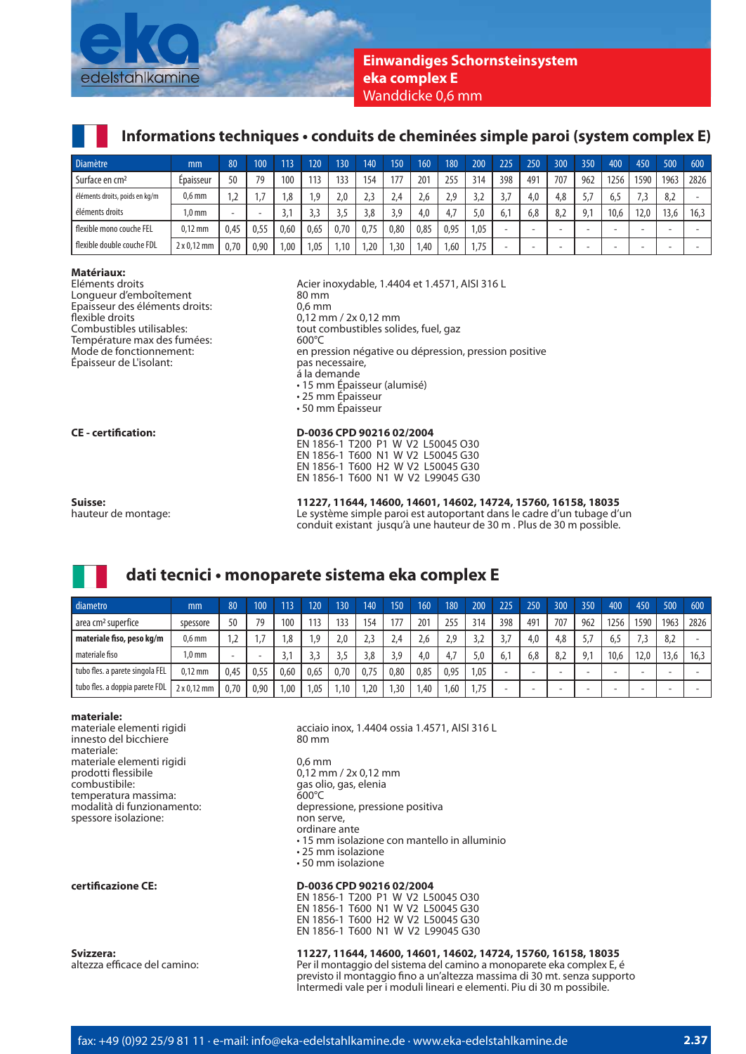eka edelstahlkamine

**Einwandiges Schornsteinsystem**
**eka complex E**
Wanddicke 0,6 mm

## Informations techniques • conduits de cheminées simple paroi (system complex E)

| Diamètre | mm | 80 | 100 | 113 | 120 | 130 | 140 | 150 | 160 | 180 | 200 | 225 | 250 | 300 | 350 | 400 | 450 | 500 | 600 |
|---|---|---|---|---|---|---|---|---|---|---|---|---|---|---|---|---|---|---|---|
| Surface en cm² | Épaisseur | 50 | 79 | 100 | 113 | 133 | 154 | 177 | 201 | 255 | 314 | 398 | 491 | 707 | 962 | 1256 | 1590 | 1963 | 2826 |
| éléments droits, poids en kg/m | 0,6 mm | 1,2 | 1,7 | 1,8 | 1,9 | 2,0 | 2,3 | 2,4 | 2,6 | 2,9 | 3,2 | 3,7 | 4,0 | 4,8 | 5,7 | 6,5 | 7,3 | 8,2 | - |
| éléments droits | 1,0 mm | - | - | 3,1 | 3,3 | 3,5 | 3,8 | 3,9 | 4,0 | 4,7 | 5,0 | 6,1 | 6,8 | 8,2 | 9,1 | 10,6 | 12,0 | 13,6 | 16,3 |
| flexible mono couche FEL | 0,12 mm | 0,45 | 0,55 | 0,60 | 0,65 | 0,70 | 0,75 | 0,80 | 0,85 | 0,95 | 1,05 | - | - | - | - | - | - | - | - |
| flexible double couche FDL | 2 x 0,12 mm | 0,70 | 0,90 | 1,00 | 1,05 | 1,10 | 1,20 | 1,30 | 1,40 | 1,60 | 1,75 | - | - | - | - | - | - | - | - |

**Matériaux:**

Eléments droits: Acier inoxydable, 1.4404 et 1.4571, AISI 316 L
Longueur d'emboîtement: 80 mm
Epaisseur des éléments droits: 0,6 mm
flexible: 0,12 mm / 2x 0,12 mm
Combustibles utilisables: tout combustibles solides, fuel, gaz
Température max des fumées: 600°C
Mode de fonctionnement: en pression négative ou dépression, pression positive
Épaisseur de L'isolant: pas necessaire,
á la demande
- 15 mm Épaisseur (alumisé)
- 25 mm Épaisseur
- 50 mm Épaisseur

**CE - certification:** **D-0036 CPD 90216 02/2004**
EN 1856-1 T200 P1 W V2 L50045 O30
EN 1856-1 T600 N1 W V2 L50045 G30
EN 1856-1 T600 H2 W V2 L50045 G30
EN 1856-1 T600 N1 W V2 L99045 G30

**Suisse:** **11227, 11644, 14600, 14601, 14602, 14724, 15760, 16158, 18035**
hauteur de montage: Le système simple paroi est autoportant dans le cadre d'un tubage d'un conduit existant jusqu'à une hauteur de 30 m . Plus de 30 m possible.

## dati tecnici • monoparete sistema eka complex E

| diametro | mm | 80 | 100 | 113 | 120 | 130 | 140 | 150 | 160 | 180 | 200 | 225 | 250 | 300 | 350 | 400 | 450 | 500 | 600 |
|---|---|---|---|---|---|---|---|---|---|---|---|---|---|---|---|---|---|---|---|
| area cm² superfice | spessore | 50 | 79 | 100 | 113 | 133 | 154 | 177 | 201 | 255 | 314 | 398 | 491 | 707 | 962 | 1256 | 1590 | 1963 | 2826 |
| **materiale fiso, peso kg/m** | 0,6 mm | 1,2 | 1,7 | 1,8 | 1,9 | 2,0 | 2,3 | 2,4 | 2,6 | 2,9 | 3,2 | 3,7 | 4,0 | 4,8 | 5,7 | 6,5 | 7,3 | 8,2 | - |
| materiale fiso | 1,0 mm | - | - | 3,1 | 3,3 | 3,5 | 3,8 | 3,9 | 4,0 | 4,7 | 5,0 | 6,1 | 6,8 | 8,2 | 9,1 | 10,6 | 12,0 | 13,6 | 16,3 |
| tubo fles. a parete singola FEL | 0,12 mm | 0,45 | 0,55 | 0,60 | 0,65 | 0,70 | 0,75 | 0,80 | 0,85 | 0,95 | 1,05 | - | - | - | - | - | - | - | - |
| tubo fles. a doppia parete FDL | 2 x 0,12 mm | 0,70 | 0,90 | 1,00 | 1,05 | 1,10 | 1,20 | 1,30 | 1,40 | 1,60 | 1,75 | - | - | - | - | - | - | - | - |

**materiale:**

materiale elementi rigidi: acciaio inox, 1.4404 ossia 1.4571, AISI 316 L
innesto del bicchiere: 80 mm
materiale:
materiale elementi rigidi: 0,6 mm
prodotti flessibile: 0,12 mm / 2x 0,12 mm
combustibile: gas olio, gas, elenia
temperatura massima: 600°C
modalità di funzionamento: depressione, pressione positiva
spessore isolazione: non serve,
ordinare ante
- 15 mm isolazione con mantello in alluminio
- 25 mm isolazione
- 50 mm isolazione

**certificazione CE:** **D-0036 CPD 90216 02/2004**
EN 1856-1 T200 P1 W V2 L50045 O30
EN 1856-1 T600 N1 W V2 L50045 G30
EN 1856-1 T600 H2 W V2 L50045 G30
EN 1856-1 T600 N1 W V2 L99045 G30

**Svizzera:** **11227, 11644, 14600, 14601, 14602, 14724, 15760, 16158, 18035**
altezza efficace del camino: Per il montaggio del sistema del camino a monoparete eka complex E, é previsto il montaggio fino a un'altezza massima di 30 mt. senza supporto Intermedi vale per i moduli lineari e elementi. Piu di 30 m possibile.

fax: +49 (0)92 25/9 81 11 · e-mail: info@eka-edelstahlkamine.de · www.eka-edelstahlkamine.de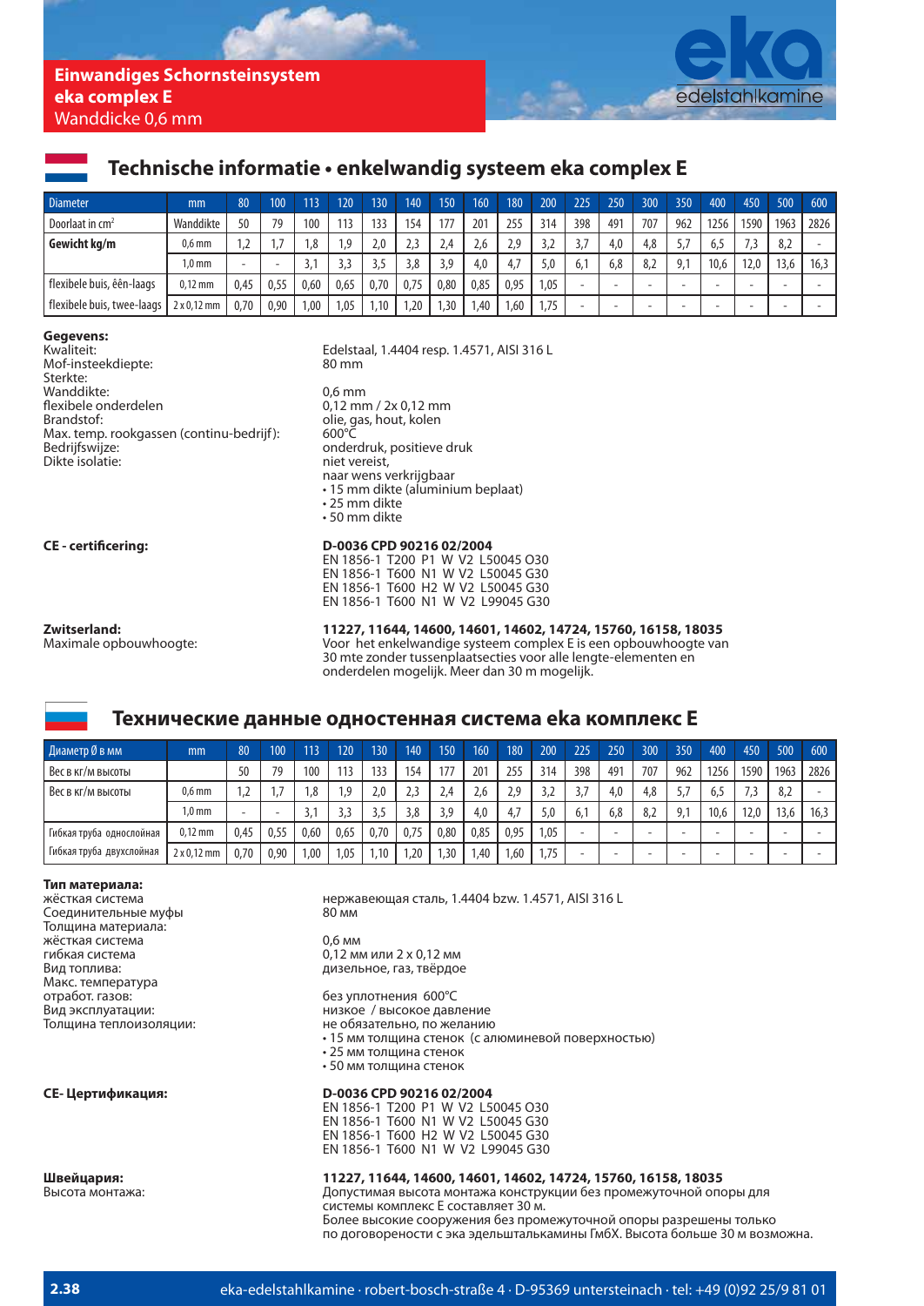**Einwandiges Schornsteinsystem**
**eka complex E**
Wanddicke 0,6 mm

eka edelstahlkamine

## Technische informatie • enkelwandig systeem eka complex E

| Diameter | mm | 80 | 100 | 113 | 120 | 130 | 140 | 150 | 160 | 180 | 200 | 225 | 250 | 300 | 350 | 400 | 450 | 500 | 600 |
|---|---|---|---|---|---|---|---|---|---|---|---|---|---|---|---|---|---|---|---|
| Doorlaat in cm² | Wanddikte | 50 | 79 | 100 | 113 | 133 | 154 | 177 | 201 | 255 | 314 | 398 | 491 | 707 | 962 | 1256 | 1590 | 1963 | 2826 |
| **Gewicht kg/m** | 0,6 mm | 1,2 | 1,7 | 1,8 | 1,9 | 2,0 | 2,3 | 2,4 | 2,6 | 2,9 | 3,2 | 3,7 | 4,0 | 4,8 | 5,7 | 6,5 | 7,3 | 8,2 | - |
| | 1,0 mm | - | - | 3,1 | 3,3 | 3,5 | 3,8 | 3,9 | 4,0 | 4,7 | 5,0 | 6,1 | 6,8 | 8,2 | 9,1 | 10,6 | 12,0 | 13,6 | 16,3 |
| flexibele buis, één-laags | 0,12 mm | 0,45 | 0,55 | 0,60 | 0,65 | 0,70 | 0,75 | 0,80 | 0,85 | 0,95 | 1,05 | - | - | - | - | - | - | - | - |
| flexibele buis, twee-laags | 2 x 0,12 mm | 0,70 | 0,90 | 1,00 | 1,05 | 1,10 | 1,20 | 1,30 | 1,40 | 1,60 | 1,75 | - | - | - | - | - | - | - | - |

**Gegevens:**

Kwaliteit: Edelstaal, 1.4404 resp. 1.4571, AISI 316 L
Mof-insteekdiepte: 80 mm
Sterkte:
Wanddikte: 0,6 mm
flexibele onderdelen: 0,12 mm / 2x 0,12 mm
Brandstof: olie, gas, hout, kolen
Max. temp. rookgassen (continu-bedrijf): 600°C
Bedrijfswijze: onderdruk, positieve druk
Dikte isolatie: niet vereist, naar wens verkrijgbaar
- 15 mm dikte (aluminium beplaat)
- 25 mm dikte
- 50 mm dikte

**CE - certificering:** **D-0036 CPD 90216 02/2004**
EN 1856-1 T200 P1 W V2 L50045 O30
EN 1856-1 T600 N1 W V2 L50045 G30
EN 1856-1 T600 H2 W V2 L50045 G30
EN 1856-1 T600 N1 W V2 L99045 G30

**Zwitserland:** **11227, 11644, 14600, 14601, 14602, 14724, 15760, 16158, 18035**
Maximale opbouwhoogte: Voor het enkelwandige systeem complex E is een opbouwhoogte van 30 mte zonder tussenplaatsecties voor alle lengte-elementen en onderdelen mogelijk. Meer dan 30 m mogelijk.

## Технические данные одностенная система eka комплекс E

| Диаметр Ø в мм | mm | 80 | 100 | 113 | 120 | 130 | 140 | 150 | 160 | 180 | 200 | 225 | 250 | 300 | 350 | 400 | 450 | 500 | 600 |
|---|---|---|---|---|---|---|---|---|---|---|---|---|---|---|---|---|---|---|---|
| Вес в кг/м высоты | | 50 | 79 | 100 | 113 | 133 | 154 | 177 | 201 | 255 | 314 | 398 | 491 | 707 | 962 | 1256 | 1590 | 1963 | 2826 |
| Вес в кг/м высоты | 0,6 mm | 1,2 | 1,7 | 1,8 | 1,9 | 2,0 | 2,3 | 2,4 | 2,6 | 2,9 | 3,2 | 3,7 | 4,0 | 4,8 | 5,7 | 6,5 | 7,3 | 8,2 | - |
| | 1,0 mm | - | - | 3,1 | 3,3 | 3,5 | 3,8 | 3,9 | 4,0 | 4,7 | 5,0 | 6,1 | 6,8 | 8,2 | 9,1 | 10,6 | 12,0 | 13,6 | 16,3 |
| Гибкая труба однослойная | 0,12 mm | 0,45 | 0,55 | 0,60 | 0,65 | 0,70 | 0,75 | 0,80 | 0,85 | 0,95 | 1,05 | - | - | - | - | - | - | - | - |
| Гибкая труба двухслойная | 2 x 0,12 mm | 0,70 | 0,90 | 1,00 | 1,05 | 1,10 | 1,20 | 1,30 | 1,40 | 1,60 | 1,75 | - | - | - | - | - | - | - | - |

**Тип материала:**

жёсткая система: нержавеющая сталь, 1.4404 bzw. 1.4571, AISI 316 L
Соединительные муфы: 80 мм
Толщина материала:
жёсткая система: 0,6 мм
гибкая система: 0,12 мм или 2 x 0,12 мм
Вид топлива: дизельное, газ, твёрдое
Макс. температура отработ. газов: без уплотнения 600°C
Вид эксплуатации: низкое / высокое давление
Толщина теплоизоляции: не обязательно, по желанию
- 15 мм толщина стенок (с алюминевой поверхностью)
- 25 мм толщина стенок
- 50 мм толщина стенок

**CE- Цертификация:** **D-0036 CPD 90216 02/2004**
EN 1856-1 T200 P1 W V2 L50045 O30
EN 1856-1 T600 N1 W V2 L50045 G30
EN 1856-1 T600 H2 W V2 L50045 G30
EN 1856-1 T600 N1 W V2 L99045 G30

**Швейцария:** **11227, 11644, 14600, 14601, 14602, 14724, 15760, 16158, 18035**
Высота монтажа: Допустимая высота монтажа конструкции без промежуточной опоры для системы комплекс E составляет 30 м.
Более высокие сооружения без промежуточной опоры разрешены только по договоренности с эка эдельштальками ГмбХ. Высота больше 30 м возможна.